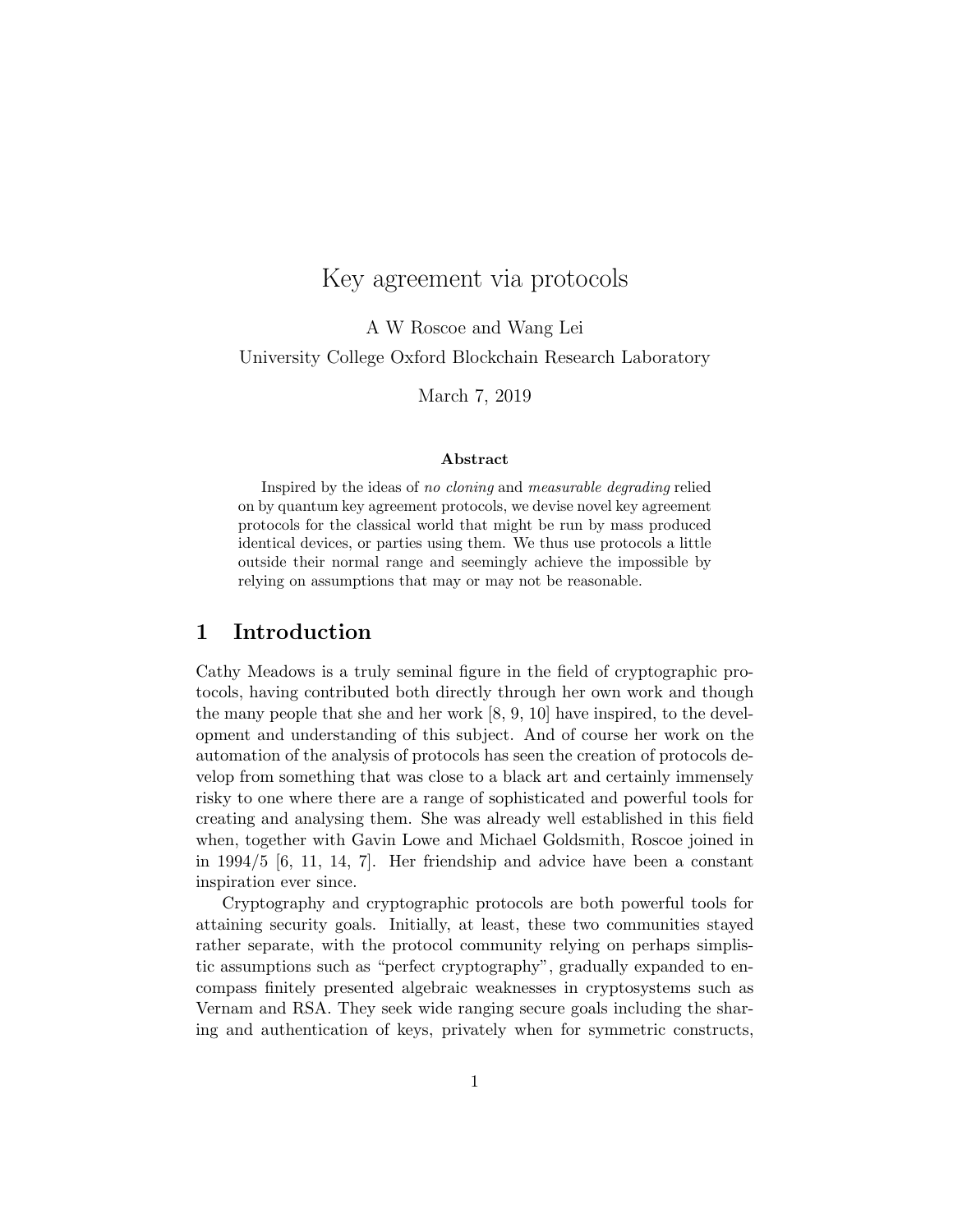# Key agreement via protocols

A W Roscoe and Wang Lei

University College Oxford Blockchain Research Laboratory

March 7, 2019

### Abstract

Inspired by the ideas of *no cloning* and *measurable degrading* relied on by quantum key agreement protocols, we devise novel key agreement protocols for the classical world that might be run by mass produced identical devices, or parties using them. We thus use protocols a little outside their normal range and seemingly achieve the impossible by relying on assumptions that may or may not be reasonable.

## 1 Introduction

Cathy Meadows is a truly seminal figure in the field of cryptographic protocols, having contributed both directly through her own work and though the many people that she and her work [8, 9, 10] have inspired, to the development and understanding of this subject. And of course her work on the automation of the analysis of protocols has seen the creation of protocols develop from something that was close to a black art and certainly immensely risky to one where there are a range of sophisticated and powerful tools for creating and analysing them. She was already well established in this field when, together with Gavin Lowe and Michael Goldsmith, Roscoe joined in in 1994/5 [6, 11, 14, 7]. Her friendship and advice have been a constant inspiration ever since.

Cryptography and cryptographic protocols are both powerful tools for attaining security goals. Initially, at least, these two communities stayed rather separate, with the protocol community relying on perhaps simplistic assumptions such as "perfect cryptography", gradually expanded to encompass finitely presented algebraic weaknesses in cryptosystems such as Vernam and RSA. They seek wide ranging secure goals including the sharing and authentication of keys, privately when for symmetric constructs,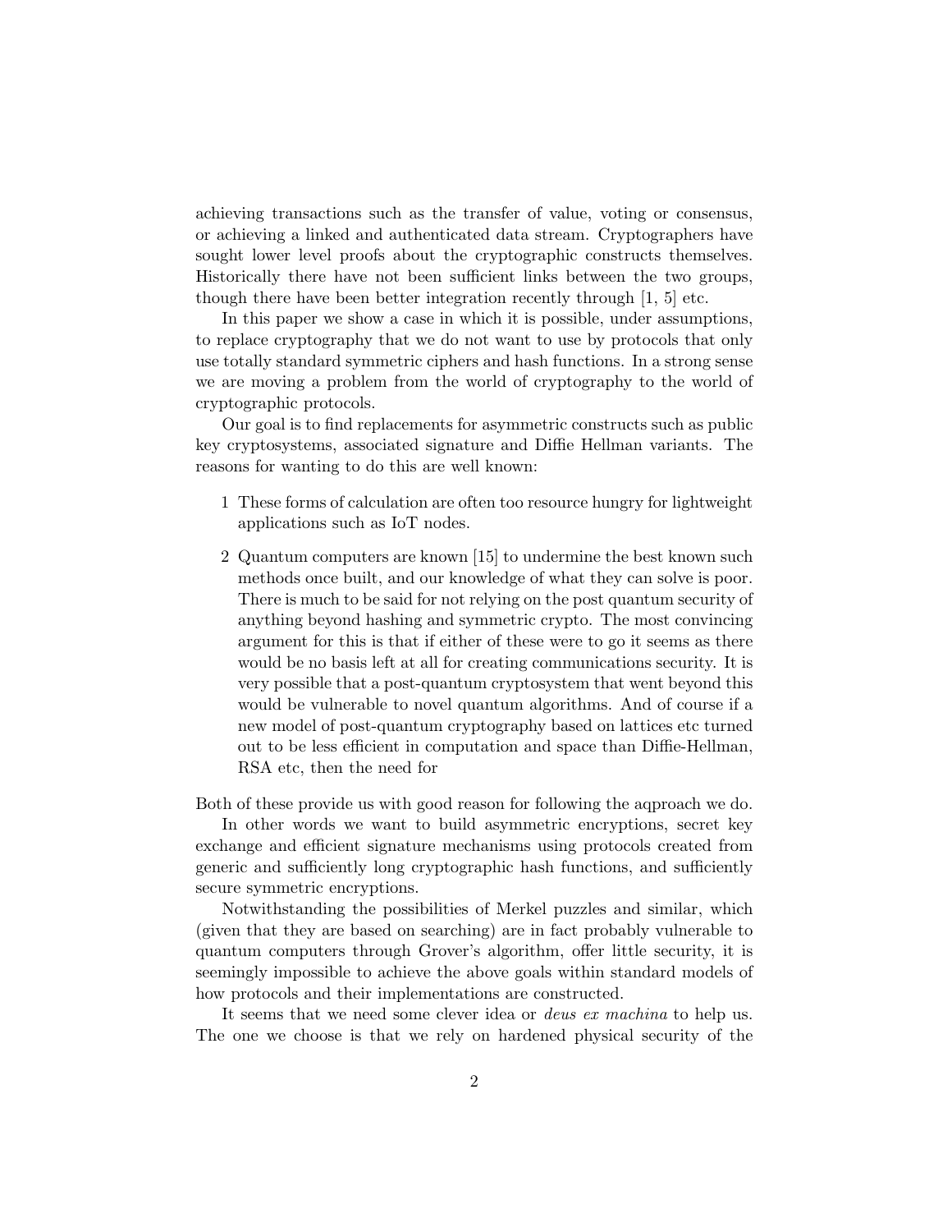achieving transactions such as the transfer of value, voting or consensus, or achieving a linked and authenticated data stream. Cryptographers have sought lower level proofs about the cryptographic constructs themselves. Historically there have not been sufficient links between the two groups, though there have been better integration recently through [1, 5] etc.

In this paper we show a case in which it is possible, under assumptions, to replace cryptography that we do not want to use by protocols that only use totally standard symmetric ciphers and hash functions. In a strong sense we are moving a problem from the world of cryptography to the world of cryptographic protocols.

Our goal is to find replacements for asymmetric constructs such as public key cryptosystems, associated signature and Diffie Hellman variants. The reasons for wanting to do this are well known:

1 These forms of calculation are often too resource hungry for lightweight applications such as IoT nodes.

2 Quantum computers are known [15] to undermine the best known such methods once built, and our knowledge of what they can solve is poor. There is much to be said for not relying on the post quantum security of anything beyond hashing and symmetric crypto. The most convincing argument for this is that if either of these were to go it seems as there would be no basis left at all for creating communications security. It is very possible that a post-quantum cryptosystem that went beyond this would be vulnerable to novel quantum algorithms. And of course if a new model of post-quantum cryptography based on lattices etc turned out to be less efficient in computation and space than Diffie-Hellman, RSA etc, then the need for

Both of these provide us with good reason for following the aqproach we do.

In other words we want to build asymmetric encryptions, secret key exchange and efficient signature mechanisms using protocols created from generic and sufficiently long cryptographic hash functions, and sufficiently secure symmetric encryptions.

Notwithstanding the possibilities of Merkel puzzles and similar, which (given that they are based on searching) are in fact probably vulnerable to quantum computers through Grover's algorithm, offer little security, it is seemingly impossible to achieve the above goals within standard models of how protocols and their implementations are constructed.

It seems that we need some clever idea or *deus ex machina* to help us. The one we choose is that we rely on hardened physical security of the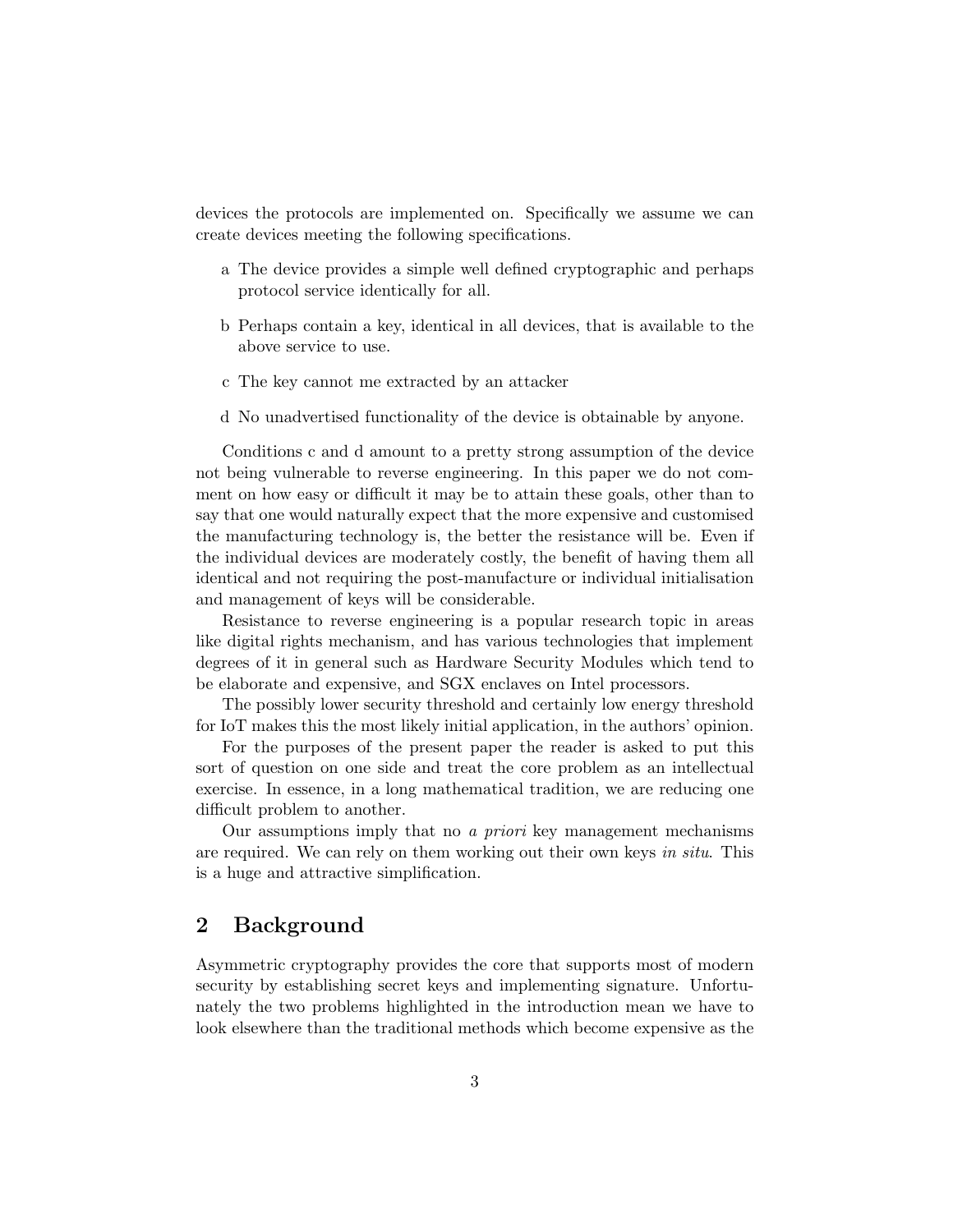devices the protocols are implemented on. Specifically we assume we can create devices meeting the following specifications.

a The device provides a simple well defined cryptographic and perhaps protocol service identically for all.

b Perhaps contain a key, identical in all devices, that is available to the above service to use.

c The key cannot me extracted by an attacker

d No unadvertised functionality of the device is obtainable by anyone.

Conditions c and d amount to a pretty strong assumption of the device not being vulnerable to reverse engineering. In this paper we do not comment on how easy or difficult it may be to attain these goals, other than to say that one would naturally expect that the more expensive and customised the manufacturing technology is, the better the resistance will be. Even if the individual devices are moderately costly, the benefit of having them all identical and not requiring the post-manufacture or individual initialisation and management of keys will be considerable.

Resistance to reverse engineering is a popular research topic in areas like digital rights mechanism, and has various technologies that implement degrees of it in general such as Hardware Security Modules which tend to be elaborate and expensive, and SGX enclaves on Intel processors.

The possibly lower security threshold and certainly low energy threshold for IoT makes this the most likely initial application, in the authors' opinion.

For the purposes of the present paper the reader is asked to put this sort of question on one side and treat the core problem as an intellectual exercise. In essence, in a long mathematical tradition, we are reducing one difficult problem to another.

Our assumptions imply that no *a priori* key management mechanisms are required. We can rely on them working out their own keys *in situ*. This is a huge and attractive simplification.

## 2 Background

Asymmetric cryptography provides the core that supports most of modern security by establishing secret keys and implementing signature. Unfortunately the two problems highlighted in the introduction mean we have to look elsewhere than the traditional methods which become expensive as the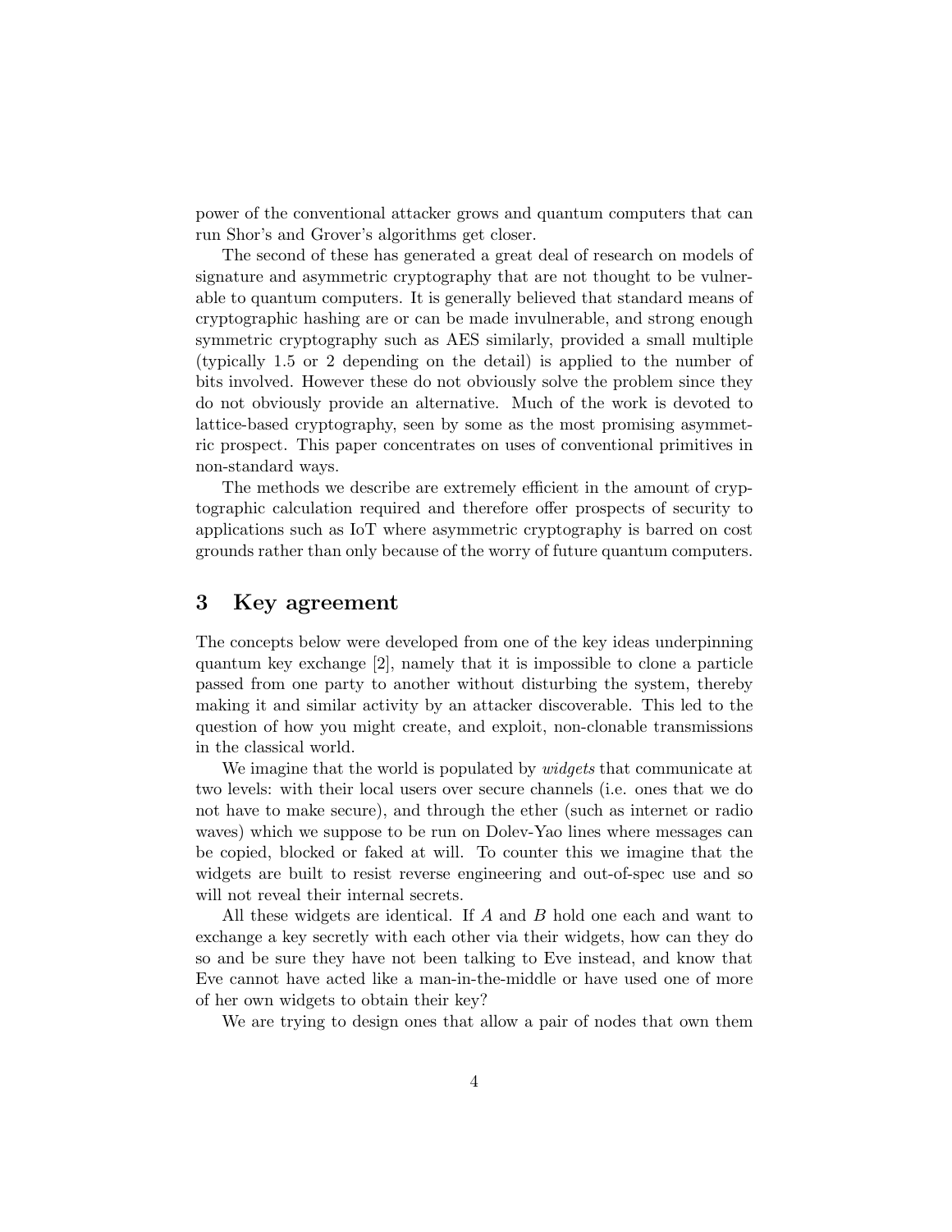power of the conventional attacker grows and quantum computers that can run Shor's and Grover's algorithms get closer.

The second of these has generated a great deal of research on models of signature and asymmetric cryptography that are not thought to be vulnerable to quantum computers. It is generally believed that standard means of cryptographic hashing are or can be made invulnerable, and strong enough symmetric cryptography such as AES similarly, provided a small multiple (typically 1.5 or 2 depending on the detail) is applied to the number of bits involved. However these do not obviously solve the problem since they do not obviously provide an alternative. Much of the work is devoted to lattice-based cryptography, seen by some as the most promising asymmetric prospect. This paper concentrates on uses of conventional primitives in non-standard ways.

The methods we describe are extremely efficient in the amount of cryptographic calculation required and therefore offer prospects of security to applications such as IoT where asymmetric cryptography is barred on cost grounds rather than only because of the worry of future quantum computers.

## 3 Key agreement

The concepts below were developed from one of the key ideas underpinning quantum key exchange [2], namely that it is impossible to clone a particle passed from one party to another without disturbing the system, thereby making it and similar activity by an attacker discoverable. This led to the question of how you might create, and exploit, non-clonable transmissions in the classical world.

We imagine that the world is populated by *widgets* that communicate at two levels: with their local users over secure channels (i.e. ones that we do not have to make secure), and through the ether (such as internet or radio waves) which we suppose to be run on Dolev-Yao lines where messages can be copied, blocked or faked at will. To counter this we imagine that the widgets are built to resist reverse engineering and out-of-spec use and so will not reveal their internal secrets.

All these widgets are identical. If $A$ and $B$ hold one each and want to exchange a key secretly with each other via their widgets, how can they do so and be sure they have not been talking to Eve instead, and know that Eve cannot have acted like a man-in-the-middle or have used one of more of her own widgets to obtain their key?

We are trying to design ones that allow a pair of nodes that own them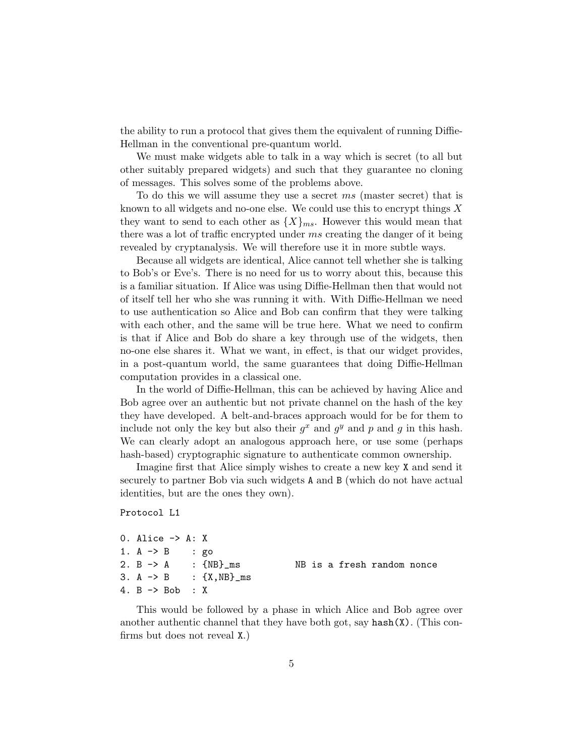the ability to run a protocol that gives them the equivalent of running Diffie-Hellman in the conventional pre-quantum world.

We must make widgets able to talk in a way which is secret (to all but other suitably prepared widgets) and such that they guarantee no cloning of messages. This solves some of the problems above.

To do this we will assume they use a secret $ms$ (master secret) that is known to all widgets and no-one else. We could use this to encrypt things $X$ they want to send to each other as $\{X\}_{ms}$. However this would mean that there was a lot of traffic encrypted under $ms$ creating the danger of it being revealed by cryptanalysis. We will therefore use it in more subtle ways.

Because all widgets are identical, Alice cannot tell whether she is talking to Bob's or Eve's. There is no need for us to worry about this, because this is a familiar situation. If Alice was using Diffie-Hellman then that would not of itself tell her who she was running it with. With Diffie-Hellman we need to use authentication so Alice and Bob can confirm that they were talking with each other, and the same will be true here. What we need to confirm is that if Alice and Bob do share a key through use of the widgets, then no-one else shares it. What we want, in effect, is that our widget provides, in a post-quantum world, the same guarantees that doing Diffie-Hellman computation provides in a classical one.

In the world of Diffie-Hellman, this can be achieved by having Alice and Bob agree over an authentic but not private channel on the hash of the key they have developed. A belt-and-braces approach would for be for them to include not only the key but also their $g^x$ and $g^y$ and $p$ and $g$ in this hash. We can clearly adopt an analogous approach here, or use some (perhaps hash-based) cryptographic signature to authenticate common ownership.

Imagine first that Alice simply wishes to create a new key `X` and send it securely to partner Bob via such widgets `A` and `B` (which do not have actual identities, but are the ones they own).

```
Protocol L1

0. Alice -> A: X
1. A -> B    : go
2. B -> A    : {NB}_ms          NB is a fresh random nonce
3. A -> B    : {X,NB}_ms
4. B -> Bob  : X
```

This would be followed by a phase in which Alice and Bob agree over another authentic channel that they have both got, say `hash(X)`. (This confirms but does not reveal `X`.)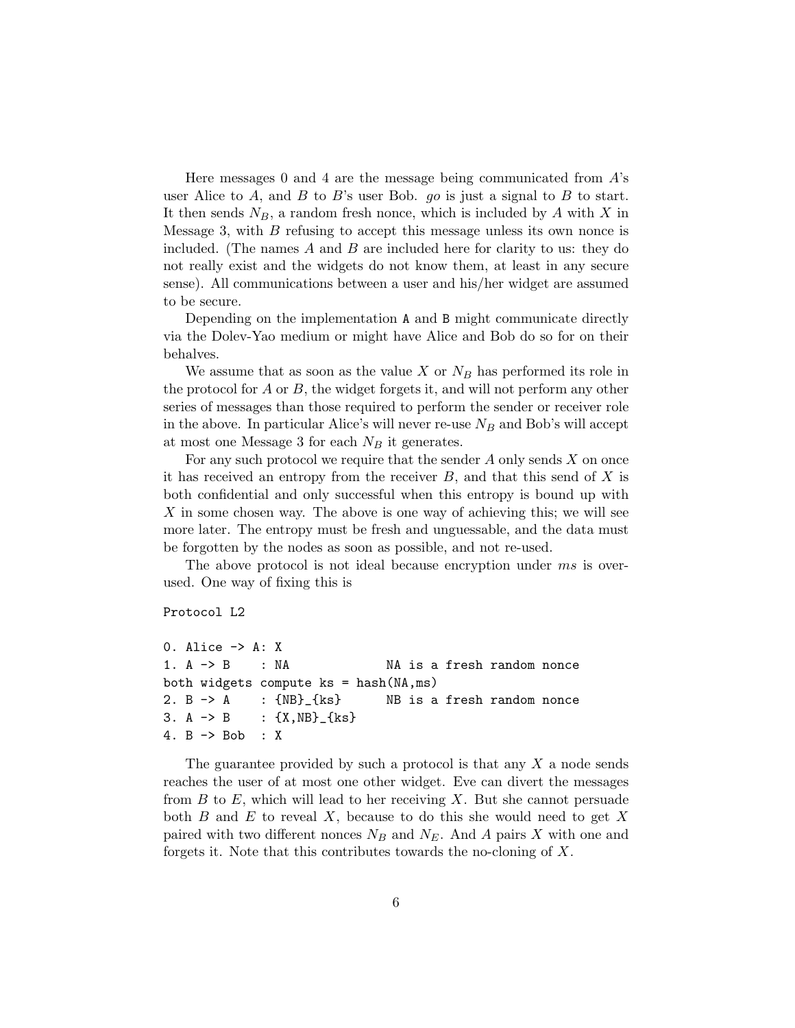Here messages 0 and 4 are the message being communicated from $A$'s user Alice to $A$, and $B$ to $B$'s user Bob. *go* is just a signal to $B$ to start. It then sends $N_B$, a random fresh nonce, which is included by $A$ with $X$ in Message 3, with $B$ refusing to accept this message unless its own nonce is included. (The names $A$ and $B$ are included here for clarity to us: they do not really exist and the widgets do not know them, at least in any secure sense). All communications between a user and his/her widget are assumed to be secure.

Depending on the implementation `A` and `B` might communicate directly via the Dolev-Yao medium or might have Alice and Bob do so for on their behalves.

We assume that as soon as the value $X$ or $N_B$ has performed its role in the protocol for $A$ or $B$, the widget forgets it, and will not perform any other series of messages than those required to perform the sender or receiver role in the above. In particular Alice's will never re-use $N_B$ and Bob's will accept at most one Message 3 for each $N_B$ it generates.

For any such protocol we require that the sender $A$ only sends $X$ on once it has received an entropy from the receiver $B$, and that this send of $X$ is both confidential and only successful when this entropy is bound up with $X$ in some chosen way. The above is one way of achieving this; we will see more later. The entropy must be fresh and unguessable, and the data must be forgotten by the nodes as soon as possible, and not re-used.

The above protocol is not ideal because encryption under *ms* is over-used. One way of fixing this is

```
Protocol L2

0. Alice -> A: X
1. A -> B    : NA              NA is a fresh random nonce
both widgets compute ks = hash(NA,ms)
2. B -> A    : {NB}_{ks}       NB is a fresh random nonce
3. A -> B    : {X,NB}_{ks}
4. B -> Bob  : X
```

The guarantee provided by such a protocol is that any $X$ a node sends reaches the user of at most one other widget. Eve can divert the messages from $B$ to $E$, which will lead to her receiving $X$. But she cannot persuade both $B$ and $E$ to reveal $X$, because to do this she would need to get $X$ paired with two different nonces $N_B$ and $N_E$. And $A$ pairs $X$ with one and forgets it. Note that this contributes towards the no-cloning of $X$.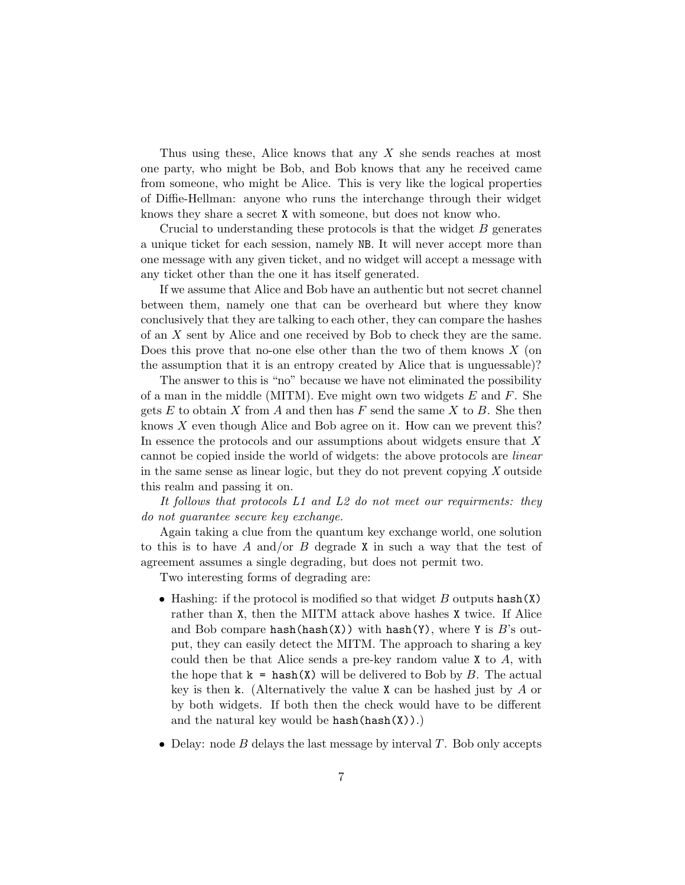Thus using these, Alice knows that any $X$ she sends reaches at most one party, who might be Bob, and Bob knows that any he received came from someone, who might be Alice. This is very like the logical properties of Diffie-Hellman: anyone who runs the interchange through their widget knows they share a secret `X` with someone, but does not know who.

Crucial to understanding these protocols is that the widget $B$ generates a unique ticket for each session, namely `NB`. It will never accept more than one message with any given ticket, and no widget will accept a message with any ticket other than the one it has itself generated.

If we assume that Alice and Bob have an authentic but not secret channel between them, namely one that can be overheard but where they know conclusively that they are talking to each other, they can compare the hashes of an $X$ sent by Alice and one received by Bob to check they are the same. Does this prove that no-one else other than the two of them knows $X$ (on the assumption that it is an entropy created by Alice that is unguessable)?

The answer to this is "no" because we have not eliminated the possibility of a man in the middle (MITM). Eve might own two widgets $E$ and $F$. She gets $E$ to obtain $X$ from $A$ and then has $F$ send the same $X$ to $B$. She then knows $X$ even though Alice and Bob agree on it. How can we prevent this? In essence the protocols and our assumptions about widgets ensure that $X$ cannot be copied inside the world of widgets: the above protocols are *linear* in the same sense as linear logic, but they do not prevent copying $X$ outside this realm and passing it on.

*It follows that protocols L1 and L2 do not meet our requirments: they do not guarantee secure key exchange.*

Again taking a clue from the quantum key exchange world, one solution to this is to have $A$ and/or $B$ degrade `X` in such a way that the test of agreement assumes a single degrading, but does not permit two.

Two interesting forms of degrading are:

- Hashing: if the protocol is modified so that widget $B$ outputs `hash(X)` rather than `X`, then the MITM attack above hashes `X` twice. If Alice and Bob compare `hash(hash(X))` with `hash(Y)`, where `Y` is $B$'s output, they can easily detect the MITM. The approach to sharing a key could then be that Alice sends a pre-key random value `X` to $A$, with the hope that `k = hash(X)` will be delivered to Bob by $B$. The actual key is then `k`. (Alternatively the value `X` can be hashed just by $A$ or by both widgets. If both then the check would have to be different and the natural key would be `hash(hash(X))`.)
- Delay: node $B$ delays the last message by interval $T$. Bob only accepts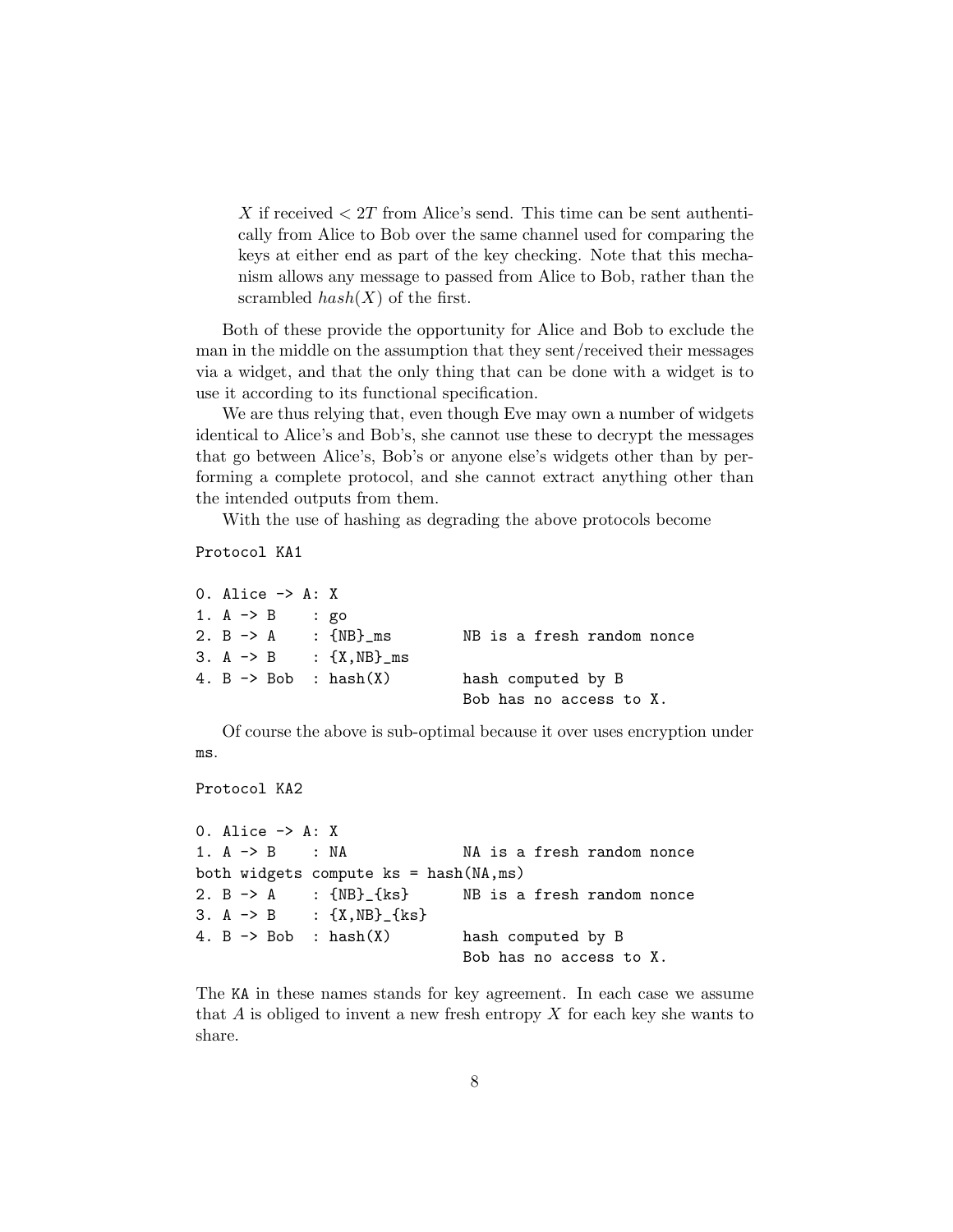> $X$ if received $< 2T$ from Alice's send. This time can be sent authentically from Alice to Bob over the same channel used for comparing the keys at either end as part of the key checking. Note that this mechanism allows any message to passed from Alice to Bob, rather than the scrambled $hash(X)$ of the first.

Both of these provide the opportunity for Alice and Bob to exclude the man in the middle on the assumption that they sent/received their messages via a widget, and that the only thing that can be done with a widget is to use it according to its functional specification.

We are thus relying that, even though Eve may own a number of widgets identical to Alice's and Bob's, she cannot use these to decrypt the messages that go between Alice's, Bob's or anyone else's widgets other than by performing a complete protocol, and she cannot extract anything other than the intended outputs from them.

With the use of hashing as degrading the above protocols become

```
Protocol KA1

0. Alice -> A: X
1. A -> B    : go
2. B -> A    : {NB}_ms          NB is a fresh random nonce
3. A -> B    : {X,NB}_ms
4. B -> Bob  : hash(X)          hash computed by B
                                Bob has no access to X.
```

Of course the above is sub-optimal because it over uses encryption under `ms`.

```
Protocol KA2

0. Alice -> A: X
1. A -> B    : NA               NA is a fresh random nonce
both widgets compute ks = hash(NA,ms)
2. B -> A    : {NB}_{ks}        NB is a fresh random nonce
3. A -> B    : {X,NB}_{ks}
4. B -> Bob  : hash(X)          hash computed by B
                                Bob has no access to X.
```

The `KA` in these names stands for key agreement. In each case we assume that $A$ is obliged to invent a new fresh entropy $X$ for each key she wants to share.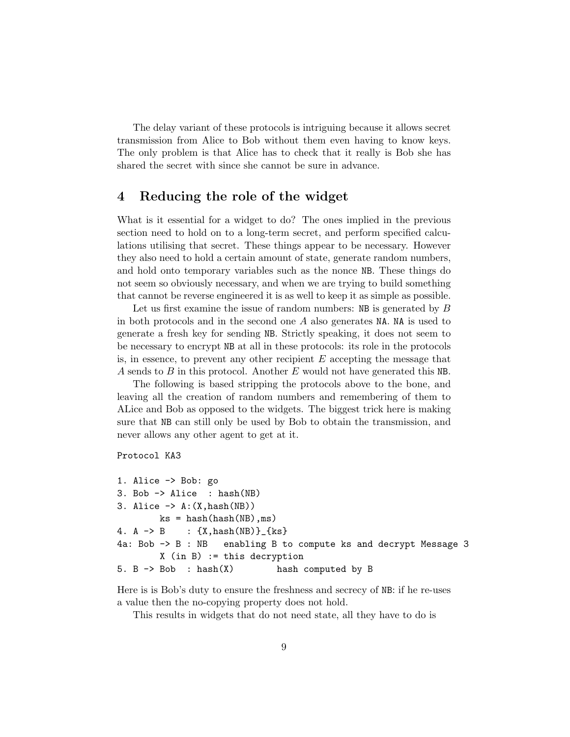The delay variant of these protocols is intriguing because it allows secret transmission from Alice to Bob without them even having to know keys. The only problem is that Alice has to check that it really is Bob she has shared the secret with since she cannot be sure in advance.

## 4 Reducing the role of the widget

What is it essential for a widget to do? The ones implied in the previous section need to hold on to a long-term secret, and perform specified calculations utilising that secret. These things appear to be necessary. However they also need to hold a certain amount of state, generate random numbers, and hold onto temporary variables such as the nonce `NB`. These things do not seem so obviously necessary, and when we are trying to build something that cannot be reverse engineered it is as well to keep it as simple as possible.

Let us first examine the issue of random numbers: `NB` is generated by $B$ in both protocols and in the second one $A$ also generates `NA`. `NA` is used to generate a fresh key for sending `NB`. Strictly speaking, it does not seem to be necessary to encrypt `NB` at all in these protocols: its role in the protocols is, in essence, to prevent any other recipient $E$ accepting the message that $A$ sends to $B$ in this protocol. Another $E$ would not have generated this `NB`.

The following is based stripping the protocols above to the bone, and leaving all the creation of random numbers and remembering of them to ALice and Bob as opposed to the widgets. The biggest trick here is making sure that `NB` can still only be used by Bob to obtain the transmission, and never allows any other agent to get at it.

```
Protocol KA3

1. Alice -> Bob: go
3. Bob -> Alice  : hash(NB)
3. Alice -> A:(X,hash(NB))
        ks = hash(hash(NB),ms)
4. A -> B    : {X,hash(NB)}_{ks}
4a: Bob -> B : NB   enabling B to compute ks and decrypt Message 3
        X (in B) := this decryption
5. B -> Bob  : hash(X)        hash computed by B
```

Here is is Bob's duty to ensure the freshness and secrecy of `NB`: if he re-uses a value then the no-copying property does not hold.

This results in widgets that do not need state, all they have to do is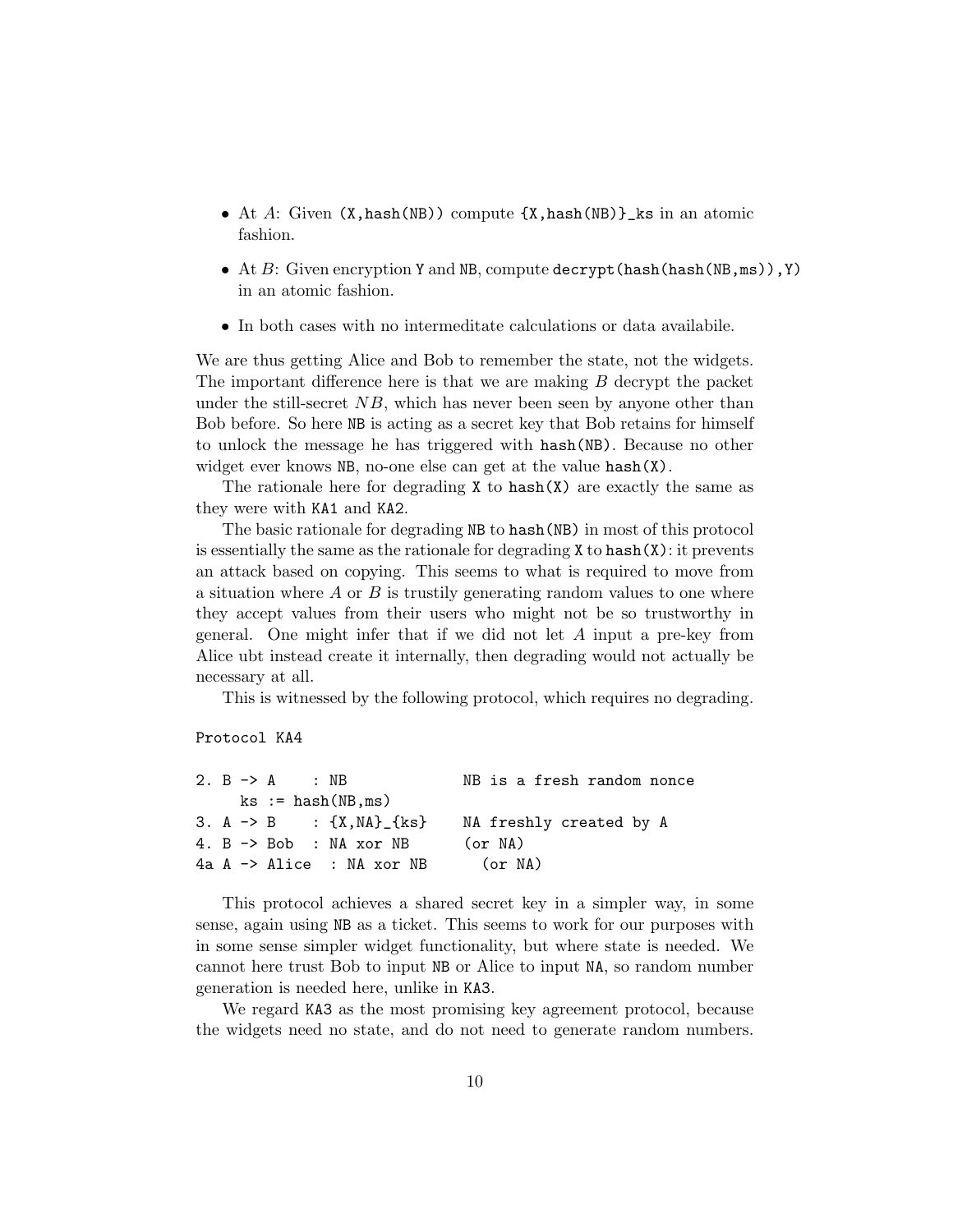- At $A$: Given `(X,hash(NB))` compute `{X,hash(NB)}_ks` in an atomic fashion.
- At $B$: Given encryption `Y` and `NB`, compute `decrypt(hash(hash(NB,ms)),Y)` in an atomic fashion.
- In both cases with no intermeditate calculations or data availabile.

We are thus getting Alice and Bob to remember the state, not the widgets. The important difference here is that we are making $B$ decrypt the packet under the still-secret $NB$, which has never been seen by anyone other than Bob before. So here `NB` is acting as a secret key that Bob retains for himself to unlock the message he has triggered with `hash(NB)`. Because no other widget ever knows `NB`, no-one else can get at the value `hash(X)`.

The rationale here for degrading `X` to `hash(X)` are exactly the same as they were with `KA1` and `KA2`.

The basic rationale for degrading `NB` to `hash(NB)` in most of this protocol is essentially the same as the rationale for degrading `X` to `hash(X)`: it prevents an attack based on copying. This seems to what is required to move from a situation where $A$ or $B$ is trustily generating random values to one where they accept values from their users who might not be so trustworthy in general. One might infer that if we did not let $A$ input a pre-key from Alice ubt instead create it internally, then degrading would not actually be necessary at all.

This is witnessed by the following protocol, which requires no degrading.

```
Protocol KA4

2. B -> A    : NB             NB is a fresh random nonce
     ks := hash(NB,ms)
3. A -> B    : {X,NA}_{ks}    NA freshly created by A
4. B -> Bob  : NA xor NB      (or NA)
4a A -> Alice  : NA xor NB      (or NA)
```

This protocol achieves a shared secret key in a simpler way, in some sense, again using `NB` as a ticket. This seems to work for our purposes with in some sense simpler widget functionality, but where state is needed. We cannot here trust Bob to input `NB` or Alice to input `NA`, so random number generation is needed here, unlike in `KA3`.

We regard `KA3` as the most promising key agreement protocol, because the widgets need no state, and do not need to generate random numbers.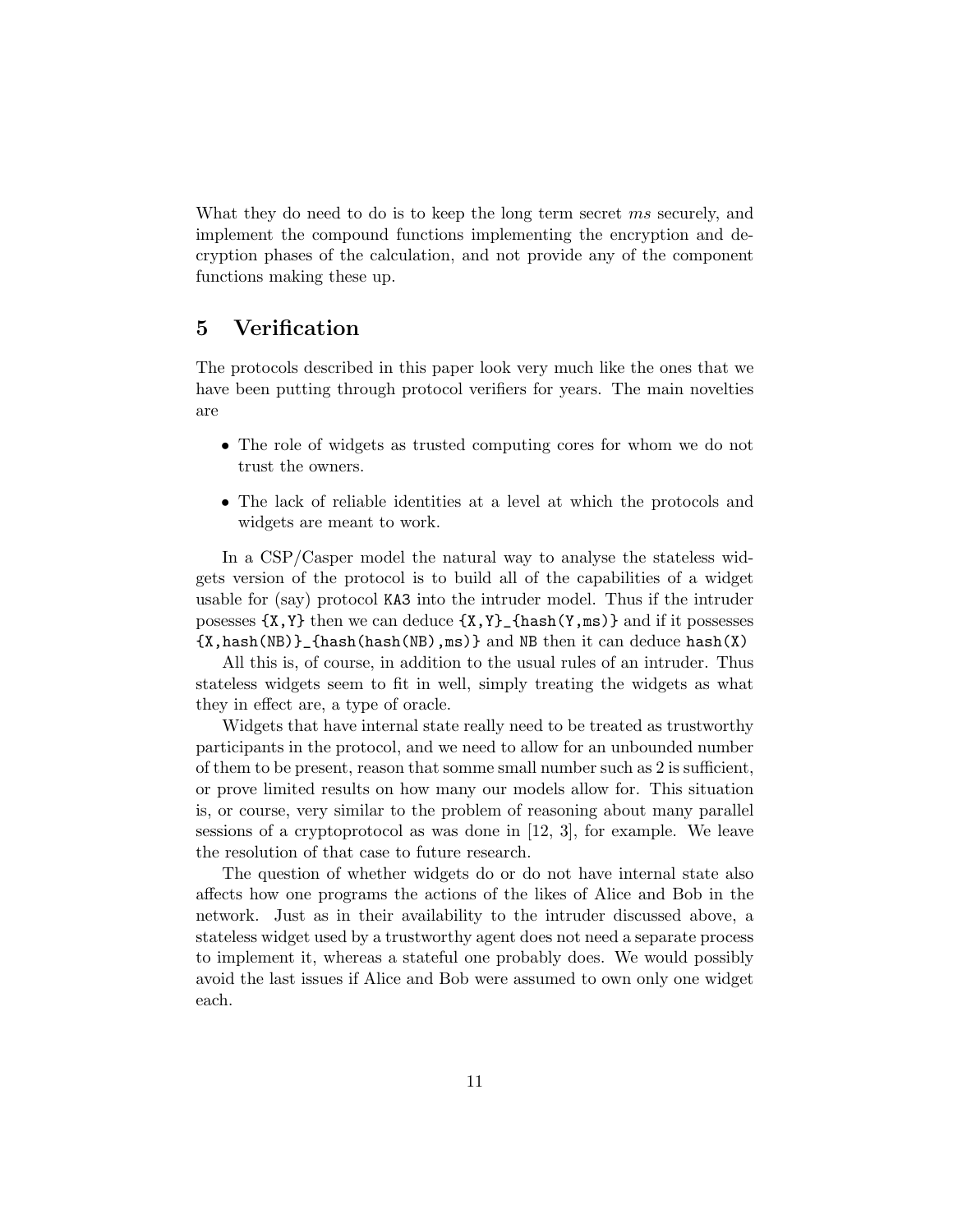What they do need to do is to keep the long term secret *ms* securely, and implement the compound functions implementing the encryption and decryption phases of the calculation, and not provide any of the component functions making these up.

## 5 Verification

The protocols described in this paper look very much like the ones that we have been putting through protocol verifiers for years. The main novelties are

- The role of widgets as trusted computing cores for whom we do not trust the owners.
- The lack of reliable identities at a level at which the protocols and widgets are meant to work.

In a CSP/Casper model the natural way to analyse the stateless widgets version of the protocol is to build all of the capabilities of a widget usable for (say) protocol `KA3` into the intruder model. Thus if the intruder posesses `{X,Y}` then we can deduce `{X,Y}_{hash(Y,ms)}` and if it possesses `{X,hash(NB)}_{hash(hash(NB),ms)}` and `NB` then it can deduce `hash(X)`

All this is, of course, in addition to the usual rules of an intruder. Thus stateless widgets seem to fit in well, simply treating the widgets as what they in effect are, a type of oracle.

Widgets that have internal state really need to be treated as trustworthy participants in the protocol, and we need to allow for an unbounded number of them to be present, reason that somme small number such as 2 is sufficient, or prove limited results on how many our models allow for. This situation is, or course, very similar to the problem of reasoning about many parallel sessions of a cryptoprotocol as was done in [12, 3], for example. We leave the resolution of that case to future research.

The question of whether widgets do or do not have internal state also affects how one programs the actions of the likes of Alice and Bob in the network. Just as in their availability to the intruder discussed above, a stateless widget used by a trustworthy agent does not need a separate process to implement it, whereas a stateful one probably does. We would possibly avoid the last issues if Alice and Bob were assumed to own only one widget each.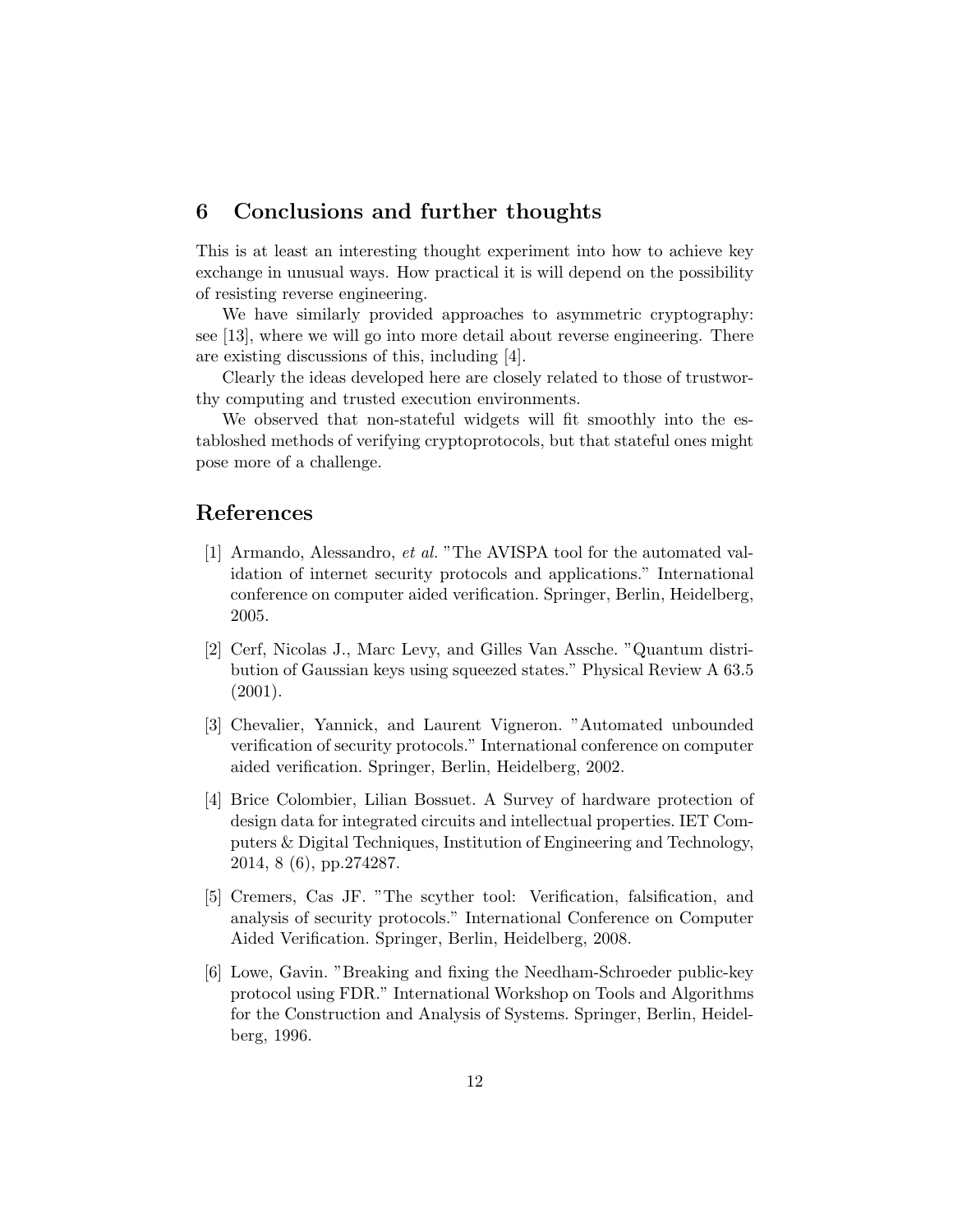## 6 Conclusions and further thoughts

This is at least an interesting thought experiment into how to achieve key exchange in unusual ways. How practical it is will depend on the possibility of resisting reverse engineering.

We have similarly provided approaches to asymmetric cryptography: see [13], where we will go into more detail about reverse engineering. There are existing discussions of this, including [4].

Clearly the ideas developed here are closely related to those of trustworthy computing and trusted execution environments.

We observed that non-stateful widgets will fit smoothly into the establoshed methods of verifying cryptoprotocols, but that stateful ones might pose more of a challenge.

## References

[1] Armando, Alessandro, *et al.* "The AVISPA tool for the automated validation of internet security protocols and applications." International conference on computer aided verification. Springer, Berlin, Heidelberg, 2005.

[2] Cerf, Nicolas J., Marc Levy, and Gilles Van Assche. "Quantum distribution of Gaussian keys using squeezed states." Physical Review A 63.5 (2001).

[3] Chevalier, Yannick, and Laurent Vigneron. "Automated unbounded verification of security protocols." International conference on computer aided verification. Springer, Berlin, Heidelberg, 2002.

[4] Brice Colombier, Lilian Bossuet. A Survey of hardware protection of design data for integrated circuits and intellectual properties. IET Computers & Digital Techniques, Institution of Engineering and Technology, 2014, 8 (6), pp.274287.

[5] Cremers, Cas JF. "The scyther tool: Verification, falsification, and analysis of security protocols." International Conference on Computer Aided Verification. Springer, Berlin, Heidelberg, 2008.

[6] Lowe, Gavin. "Breaking and fixing the Needham-Schroeder public-key protocol using FDR." International Workshop on Tools and Algorithms for the Construction and Analysis of Systems. Springer, Berlin, Heidelberg, 1996.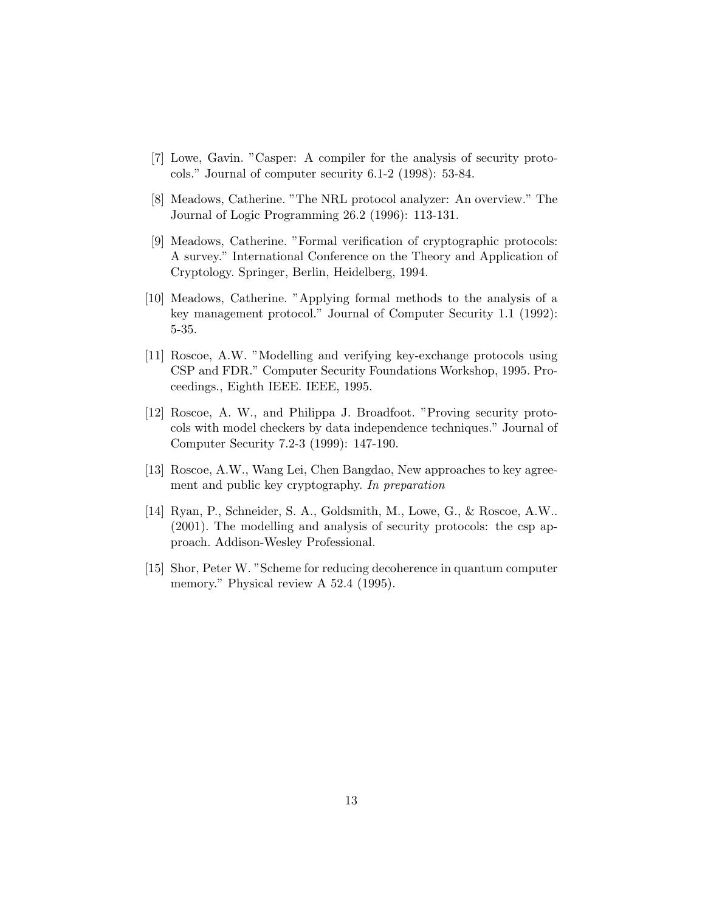[7] Lowe, Gavin. "Casper: A compiler for the analysis of security protocols." Journal of computer security 6.1-2 (1998): 53-84.

[8] Meadows, Catherine. "The NRL protocol analyzer: An overview." The Journal of Logic Programming 26.2 (1996): 113-131.

[9] Meadows, Catherine. "Formal verification of cryptographic protocols: A survey." International Conference on the Theory and Application of Cryptology. Springer, Berlin, Heidelberg, 1994.

[10] Meadows, Catherine. "Applying formal methods to the analysis of a key management protocol." Journal of Computer Security 1.1 (1992): 5-35.

[11] Roscoe, A.W. "Modelling and verifying key-exchange protocols using CSP and FDR." Computer Security Foundations Workshop, 1995. Proceedings., Eighth IEEE. IEEE, 1995.

[12] Roscoe, A. W., and Philippa J. Broadfoot. "Proving security protocols with model checkers by data independence techniques." Journal of Computer Security 7.2-3 (1999): 147-190.

[13] Roscoe, A.W., Wang Lei, Chen Bangdao, New approaches to key agreement and public key cryptography. *In preparation*

[14] Ryan, P., Schneider, S. A., Goldsmith, M., Lowe, G., & Roscoe, A.W.. (2001). The modelling and analysis of security protocols: the csp approach. Addison-Wesley Professional.

[15] Shor, Peter W. "Scheme for reducing decoherence in quantum computer memory." Physical review A 52.4 (1995).